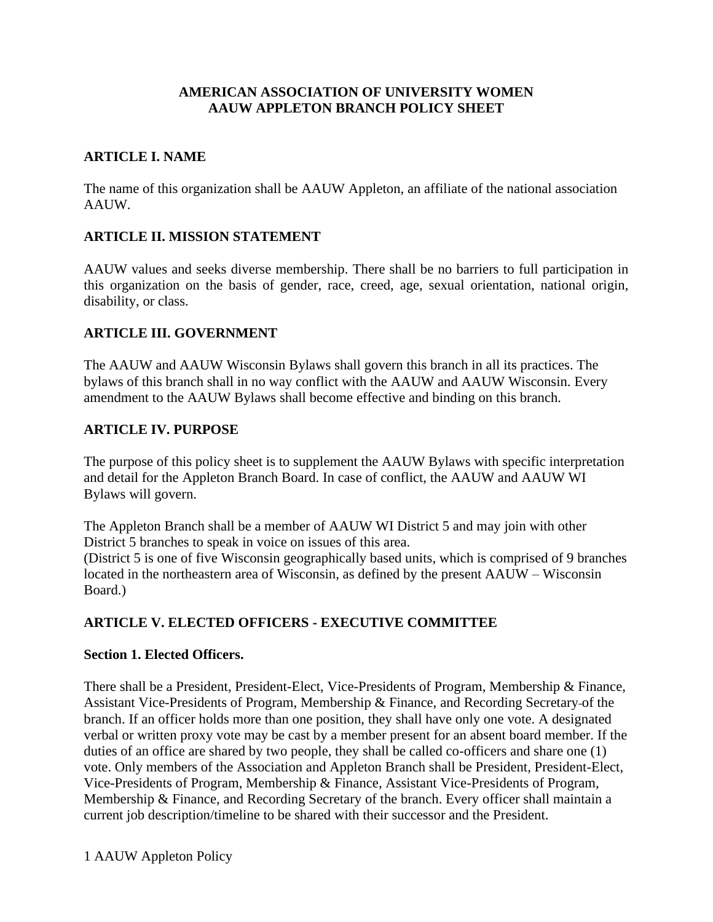# AMERICAN ASSOCIATION OF UNIVERSITY WOMEN
# AAUW APPLETON BRANCH POLICY SHEET

## ARTICLE I. NAME

The name of this organization shall be AAUW Appleton, an affiliate of the national association AAUW.

## ARTICLE II. MISSION STATEMENT

AAUW values and seeks diverse membership. There shall be no barriers to full participation in this organization on the basis of gender, race, creed, age, sexual orientation, national origin, disability, or class.

## ARTICLE III. GOVERNMENT

The AAUW and AAUW Wisconsin Bylaws shall govern this branch in all its practices. The bylaws of this branch shall in no way conflict with the AAUW and AAUW Wisconsin. Every amendment to the AAUW Bylaws shall become effective and binding on this branch.

## ARTICLE IV. PURPOSE

The purpose of this policy sheet is to supplement the AAUW Bylaws with specific interpretation and detail for the Appleton Branch Board. In case of conflict, the AAUW and AAUW WI Bylaws will govern.

The Appleton Branch shall be a member of AAUW WI District 5 and may join with other District 5 branches to speak in voice on issues of this area.
(District 5 is one of five Wisconsin geographically based units, which is comprised of 9 branches located in the northeastern area of Wisconsin, as defined by the present AAUW – Wisconsin Board.)

## ARTICLE V. ELECTED OFFICERS - EXECUTIVE COMMITTEE

### Section 1. Elected Officers.

There shall be a President, President-Elect, Vice-Presidents of Program, Membership & Finance, Assistant Vice-Presidents of Program, Membership & Finance, and Recording Secretary of the branch. If an officer holds more than one position, they shall have only one vote. A designated verbal or written proxy vote may be cast by a member present for an absent board member. If the duties of an office are shared by two people, they shall be called co-officers and share one (1) vote. Only members of the Association and Appleton Branch shall be President, President-Elect, Vice-Presidents of Program, Membership & Finance, Assistant Vice-Presidents of Program, Membership & Finance, and Recording Secretary of the branch. Every officer shall maintain a current job description/timeline to be shared with their successor and the President.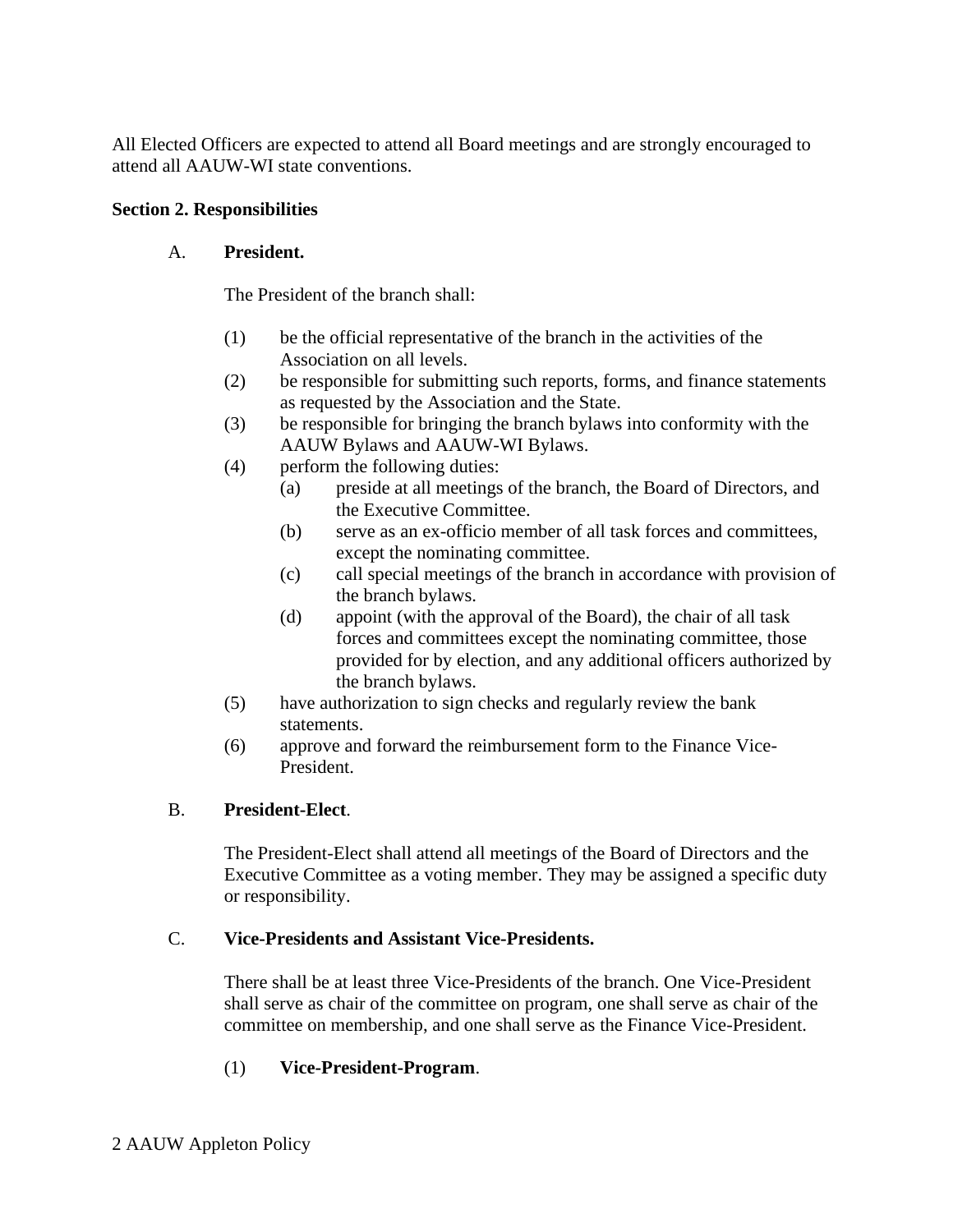All Elected Officers are expected to attend all Board meetings and are strongly encouraged to attend all AAUW-WI state conventions.

**Section 2. Responsibilities**

A. **President.**

The President of the branch shall:

(1) be the official representative of the branch in the activities of the Association on all levels.
(2) be responsible for submitting such reports, forms, and finance statements as requested by the Association and the State.
(3) be responsible for bringing the branch bylaws into conformity with the AAUW Bylaws and AAUW-WI Bylaws.
(4) perform the following duties:
  (a) preside at all meetings of the branch, the Board of Directors, and the Executive Committee.
  (b) serve as an ex-officio member of all task forces and committees, except the nominating committee.
  (c) call special meetings of the branch in accordance with provision of the branch bylaws.
  (d) appoint (with the approval of the Board), the chair of all task forces and committees except the nominating committee, those provided for by election, and any additional officers authorized by the branch bylaws.
(5) have authorization to sign checks and regularly review the bank statements.
(6) approve and forward the reimbursement form to the Finance Vice-President.

B. **President-Elect**.

The President-Elect shall attend all meetings of the Board of Directors and the Executive Committee as a voting member. They may be assigned a specific duty or responsibility.

C. **Vice-Presidents and Assistant Vice-Presidents.**

There shall be at least three Vice-Presidents of the branch. One Vice-President shall serve as chair of the committee on program, one shall serve as chair of the committee on membership, and one shall serve as the Finance Vice-President.

(1) **Vice-President-Program**.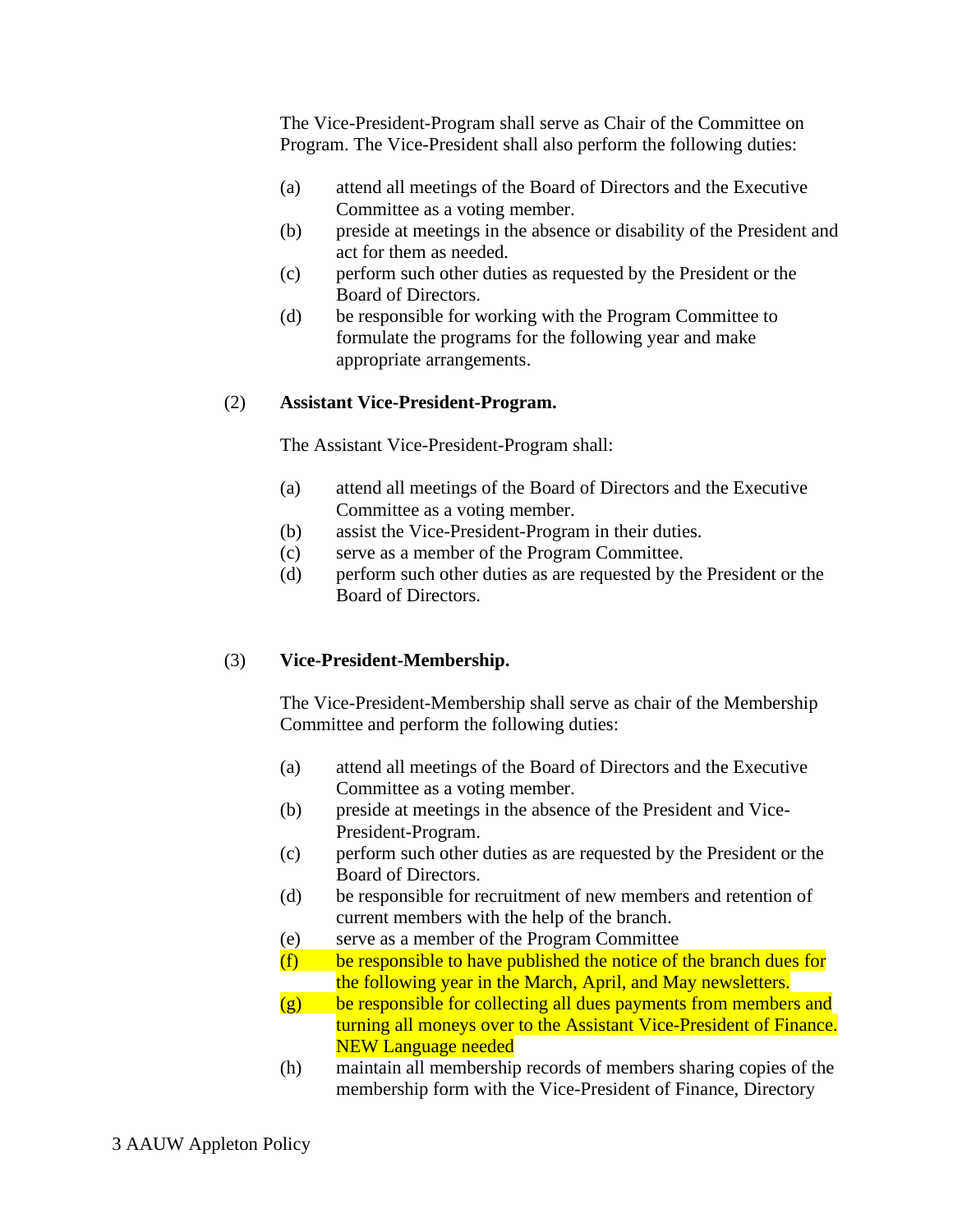The Vice-President-Program shall serve as Chair of the Committee on Program. The Vice-President shall also perform the following duties:

(a) attend all meetings of the Board of Directors and the Executive Committee as a voting member.
(b) preside at meetings in the absence or disability of the President and act for them as needed.
(c) perform such other duties as requested by the President or the Board of Directors.
(d) be responsible for working with the Program Committee to formulate the programs for the following year and make appropriate arrangements.

(2) **Assistant Vice-President-Program.**

The Assistant Vice-President-Program shall:

(a) attend all meetings of the Board of Directors and the Executive Committee as a voting member.
(b) assist the Vice-President-Program in their duties.
(c) serve as a member of the Program Committee.
(d) perform such other duties as are requested by the President or the Board of Directors.

(3) **Vice-President-Membership.**

The Vice-President-Membership shall serve as chair of the Membership Committee and perform the following duties:

(a) attend all meetings of the Board of Directors and the Executive Committee as a voting member.
(b) preside at meetings in the absence of the President and Vice-President-Program.
(c) perform such other duties as are requested by the President or the Board of Directors.
(d) be responsible for recruitment of new members and retention of current members with the help of the branch.
(e) serve as a member of the Program Committee
(f) be responsible to have published the notice of the branch dues for the following year in the March, April, and May newsletters.
(g) be responsible for collecting all dues payments from members and turning all moneys over to the Assistant Vice-President of Finance. NEW Language needed
(h) maintain all membership records of members sharing copies of the membership form with the Vice-President of Finance, Directory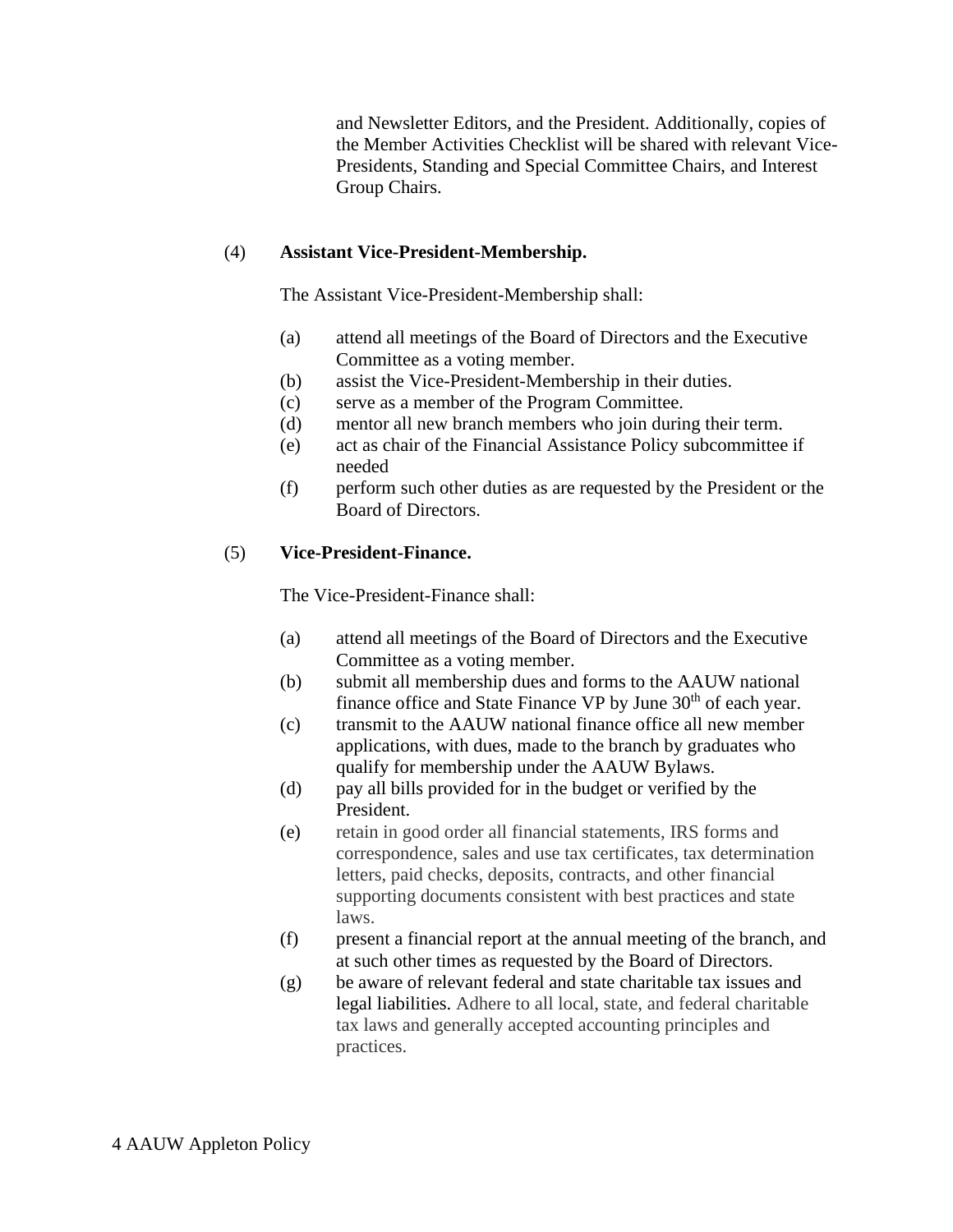and Newsletter Editors, and the President. Additionally, copies of the Member Activities Checklist will be shared with relevant Vice-Presidents, Standing and Special Committee Chairs, and Interest Group Chairs.

(4) **Assistant Vice-President-Membership.**

The Assistant Vice-President-Membership shall:

(a) attend all meetings of the Board of Directors and the Executive Committee as a voting member.
(b) assist the Vice-President-Membership in their duties.
(c) serve as a member of the Program Committee.
(d) mentor all new branch members who join during their term.
(e) act as chair of the Financial Assistance Policy subcommittee if needed
(f) perform such other duties as are requested by the President or the Board of Directors.

(5) **Vice-President-Finance.**

The Vice-President-Finance shall:

(a) attend all meetings of the Board of Directors and the Executive Committee as a voting member.
(b) submit all membership dues and forms to the AAUW national finance office and State Finance VP by June 30th of each year.
(c) transmit to the AAUW national finance office all new member applications, with dues, made to the branch by graduates who qualify for membership under the AAUW Bylaws.
(d) pay all bills provided for in the budget or verified by the President.
(e) retain in good order all financial statements, IRS forms and correspondence, sales and use tax certificates, tax determination letters, paid checks, deposits, contracts, and other financial supporting documents consistent with best practices and state laws.
(f) present a financial report at the annual meeting of the branch, and at such other times as requested by the Board of Directors.
(g) be aware of relevant federal and state charitable tax issues and legal liabilities. Adhere to all local, state, and federal charitable tax laws and generally accepted accounting principles and practices.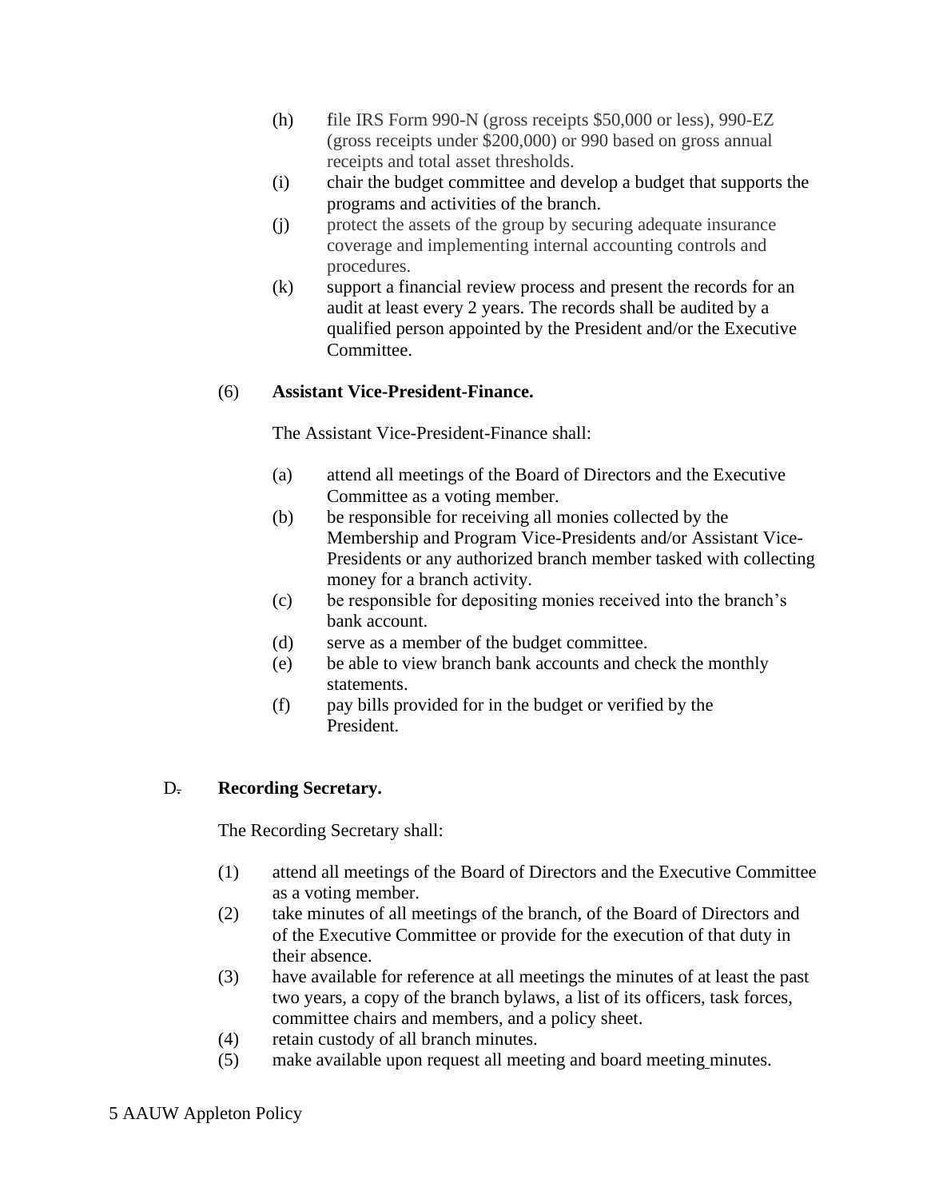(h) file IRS Form 990-N (gross receipts $50,000 or less), 990-EZ (gross receipts under $200,000) or 990 based on gross annual receipts and total asset thresholds.

(i) chair the budget committee and develop a budget that supports the programs and activities of the branch.

(j) protect the assets of the group by securing adequate insurance coverage and implementing internal accounting controls and procedures.

(k) support a financial review process and present the records for an audit at least every 2 years. The records shall be audited by a qualified person appointed by the President and/or the Executive Committee.

(6) **Assistant Vice-President-Finance.**

The Assistant Vice-President-Finance shall:

(a) attend all meetings of the Board of Directors and the Executive Committee as a voting member.

(b) be responsible for receiving all monies collected by the Membership and Program Vice-Presidents and/or Assistant Vice-Presidents or any authorized branch member tasked with collecting money for a branch activity.

(c) be responsible for depositing monies received into the branch's bank account.

(d) serve as a member of the budget committee.

(e) be able to view branch bank accounts and check the monthly statements.

(f) pay bills provided for in the budget or verified by the President.

D. **Recording Secretary.**

The Recording Secretary shall:

(1) attend all meetings of the Board of Directors and the Executive Committee as a voting member.

(2) take minutes of all meetings of the branch, of the Board of Directors and of the Executive Committee or provide for the execution of that duty in their absence.

(3) have available for reference at all meetings the minutes of at least the past two years, a copy of the branch bylaws, a list of its officers, task forces, committee chairs and members, and a policy sheet.

(4) retain custody of all branch minutes.

(5) make available upon request all meeting and board meeting minutes.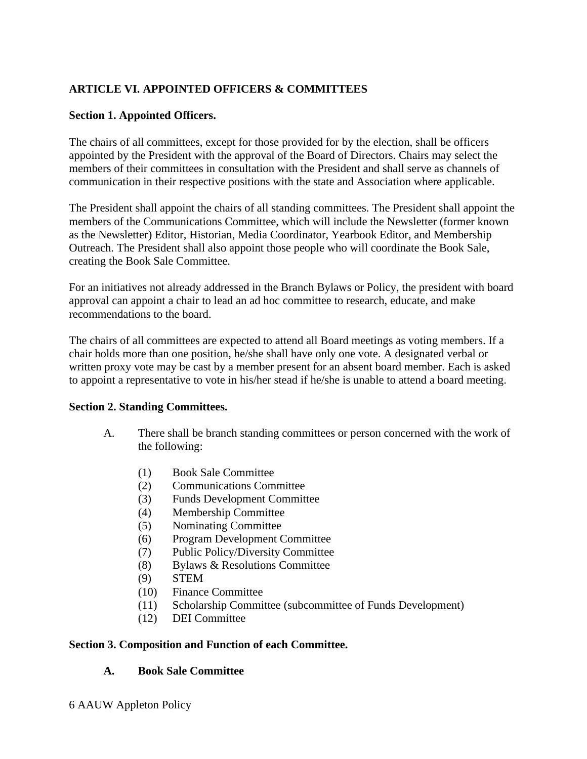## ARTICLE VI. APPOINTED OFFICERS & COMMITTEES

### Section 1. Appointed Officers.

The chairs of all committees, except for those provided for by the election, shall be officers appointed by the President with the approval of the Board of Directors. Chairs may select the members of their committees in consultation with the President and shall serve as channels of communication in their respective positions with the state and Association where applicable.

The President shall appoint the chairs of all standing committees. The President shall appoint the members of the Communications Committee, which will include the Newsletter (former known as the Newsletter) Editor, Historian, Media Coordinator, Yearbook Editor, and Membership Outreach. The President shall also appoint those people who will coordinate the Book Sale, creating the Book Sale Committee.

For an initiatives not already addressed in the Branch Bylaws or Policy, the president with board approval can appoint a chair to lead an ad hoc committee to research, educate, and make recommendations to the board.

The chairs of all committees are expected to attend all Board meetings as voting members. If a chair holds more than one position, he/she shall have only one vote. A designated verbal or written proxy vote may be cast by a member present for an absent board member. Each is asked to appoint a representative to vote in his/her stead if he/she is unable to attend a board meeting.

### Section 2. Standing Committees.

A. There shall be branch standing committees or person concerned with the work of the following:

(1) Book Sale Committee
(2) Communications Committee
(3) Funds Development Committee
(4) Membership Committee
(5) Nominating Committee
(6) Program Development Committee
(7) Public Policy/Diversity Committee
(8) Bylaws & Resolutions Committee
(9) STEM
(10) Finance Committee
(11) Scholarship Committee (subcommittee of Funds Development)
(12) DEI Committee

### Section 3. Composition and Function of each Committee.

**A. Book Sale Committee**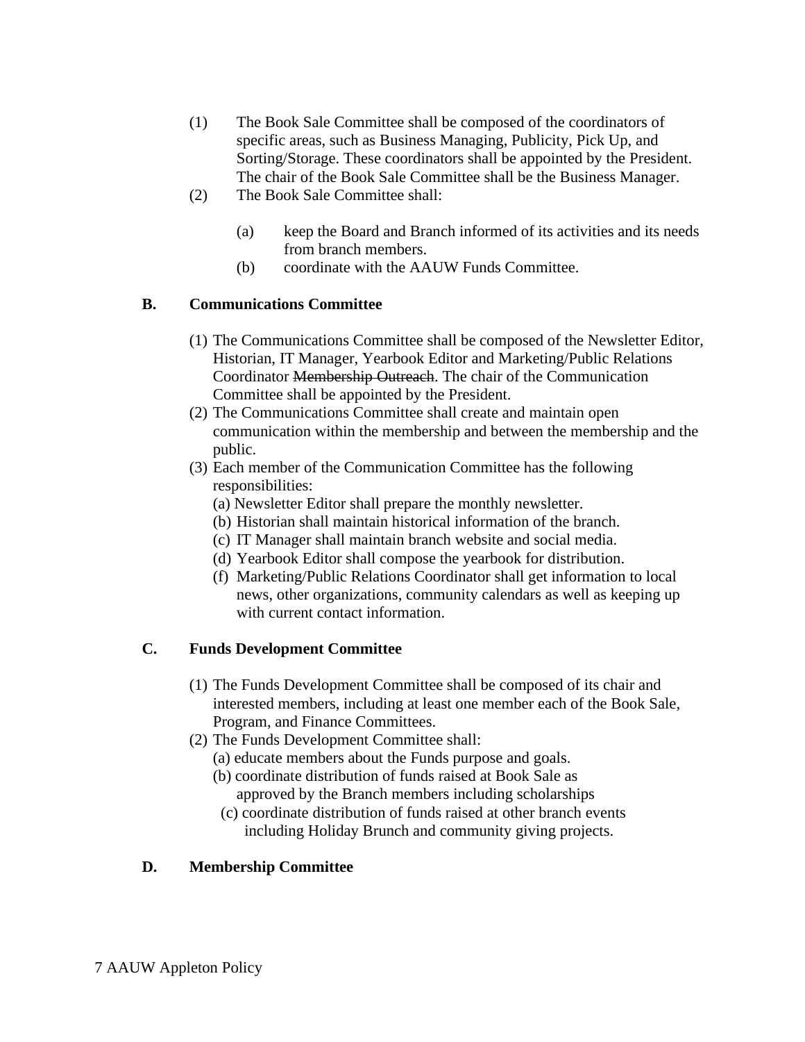(1) The Book Sale Committee shall be composed of the coordinators of specific areas, such as Business Managing, Publicity, Pick Up, and Sorting/Storage. These coordinators shall be appointed by the President. The chair of the Book Sale Committee shall be the Business Manager.

(2) The Book Sale Committee shall:

   (a) keep the Board and Branch informed of its activities and its needs from branch members.

   (b) coordinate with the AAUW Funds Committee.

**B. Communications Committee**

(1) The Communications Committee shall be composed of the Newsletter Editor, Historian, IT Manager, Yearbook Editor and Marketing/Public Relations Coordinator ~~Membership Outreach~~. The chair of the Communication Committee shall be appointed by the President.

(2) The Communications Committee shall create and maintain open communication within the membership and between the membership and the public.

(3) Each member of the Communication Committee has the following responsibilities:

   (a) Newsletter Editor shall prepare the monthly newsletter.

   (b) Historian shall maintain historical information of the branch.

   (c) IT Manager shall maintain branch website and social media.

   (d) Yearbook Editor shall compose the yearbook for distribution.

   (f) Marketing/Public Relations Coordinator shall get information to local news, other organizations, community calendars as well as keeping up with current contact information.

**C. Funds Development Committee**

(1) The Funds Development Committee shall be composed of its chair and interested members, including at least one member each of the Book Sale, Program, and Finance Committees.

(2) The Funds Development Committee shall:

   (a) educate members about the Funds purpose and goals.

   (b) coordinate distribution of funds raised at Book Sale as approved by the Branch members including scholarships

   (c) coordinate distribution of funds raised at other branch events including Holiday Brunch and community giving projects.

**D. Membership Committee**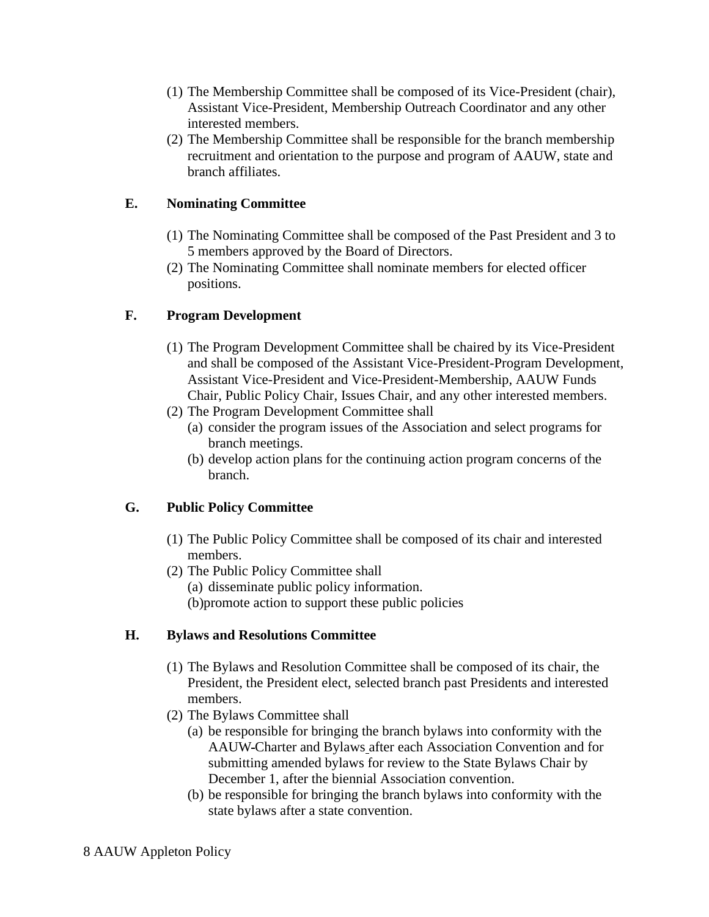(1) The Membership Committee shall be composed of its Vice-President (chair), Assistant Vice-President, Membership Outreach Coordinator and any other interested members.
(2) The Membership Committee shall be responsible for the branch membership recruitment and orientation to the purpose and program of AAUW, state and branch affiliates.

**E. Nominating Committee**

(1) The Nominating Committee shall be composed of the Past President and 3 to 5 members approved by the Board of Directors.
(2) The Nominating Committee shall nominate members for elected officer positions.

**F. Program Development**

(1) The Program Development Committee shall be chaired by its Vice-President and shall be composed of the Assistant Vice-President-Program Development, Assistant Vice-President and Vice-President-Membership, AAUW Funds Chair, Public Policy Chair, Issues Chair, and any other interested members.
(2) The Program Development Committee shall
   (a) consider the program issues of the Association and select programs for branch meetings.
   (b) develop action plans for the continuing action program concerns of the branch.

**G. Public Policy Committee**

(1) The Public Policy Committee shall be composed of its chair and interested members.
(2) The Public Policy Committee shall
   (a) disseminate public policy information.
   (b)promote action to support these public policies

**H. Bylaws and Resolutions Committee**

(1) The Bylaws and Resolution Committee shall be composed of its chair, the President, the President elect, selected branch past Presidents and interested members.
(2) The Bylaws Committee shall
   (a) be responsible for bringing the branch bylaws into conformity with the AAUW-Charter and Bylaws after each Association Convention and for submitting amended bylaws for review to the State Bylaws Chair by December 1, after the biennial Association convention.
   (b) be responsible for bringing the branch bylaws into conformity with the state bylaws after a state convention.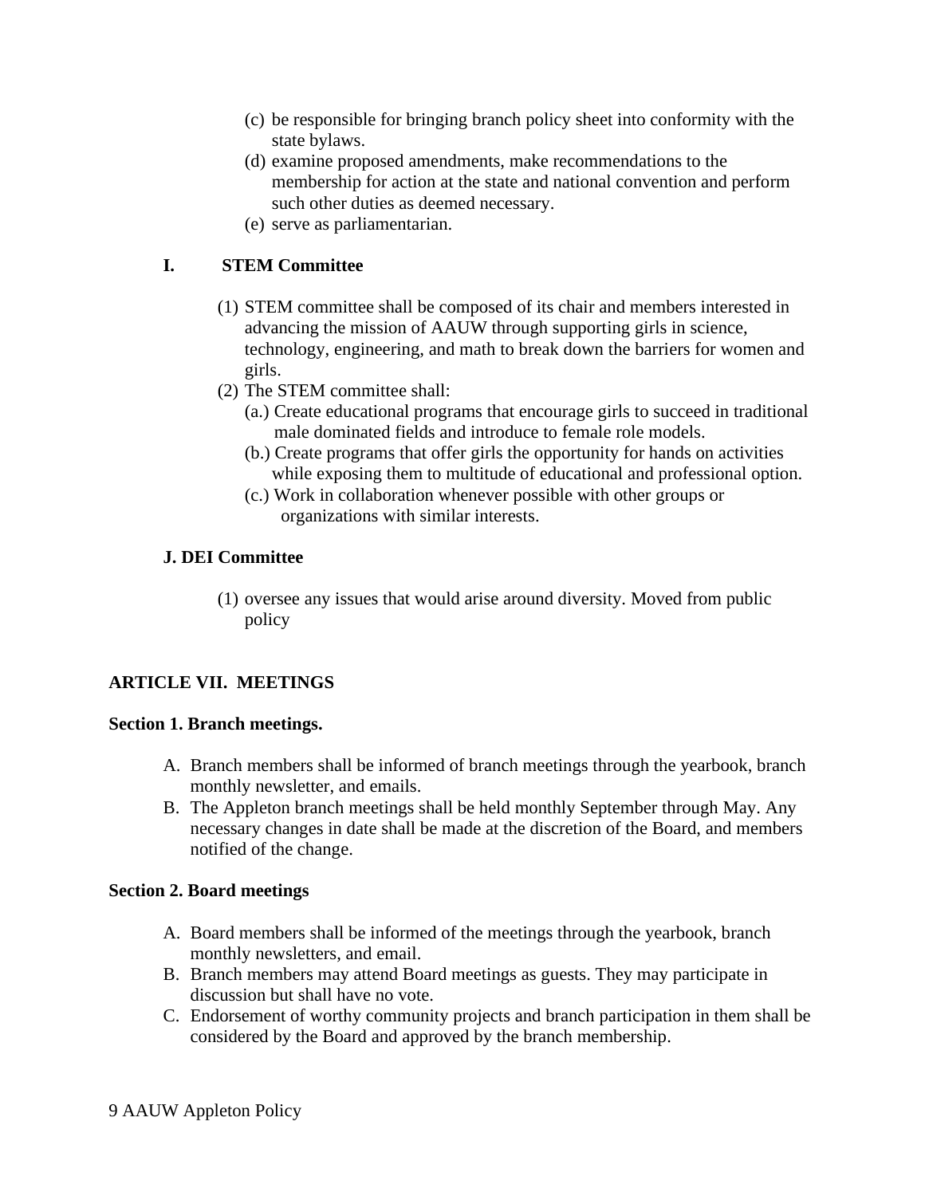(c) be responsible for bringing branch policy sheet into conformity with the state bylaws.
(d) examine proposed amendments, make recommendations to the membership for action at the state and national convention and perform such other duties as deemed necessary.
(e) serve as parliamentarian.

**I. STEM Committee**

(1) STEM committee shall be composed of its chair and members interested in advancing the mission of AAUW through supporting girls in science, technology, engineering, and math to break down the barriers for women and girls.
(2) The STEM committee shall:
  (a.) Create educational programs that encourage girls to succeed in traditional male dominated fields and introduce to female role models.
  (b.) Create programs that offer girls the opportunity for hands on activities while exposing them to multitude of educational and professional option.
  (c.) Work in collaboration whenever possible with other groups or organizations with similar interests.

**J. DEI Committee**

(1) oversee any issues that would arise around diversity. Moved from public policy

## ARTICLE VII. MEETINGS

**Section 1. Branch meetings.**

A. Branch members shall be informed of branch meetings through the yearbook, branch monthly newsletter, and emails.
B. The Appleton branch meetings shall be held monthly September through May. Any necessary changes in date shall be made at the discretion of the Board, and members notified of the change.

**Section 2. Board meetings**

A. Board members shall be informed of the meetings through the yearbook, branch monthly newsletters, and email.
B. Branch members may attend Board meetings as guests. They may participate in discussion but shall have no vote.
C. Endorsement of worthy community projects and branch participation in them shall be considered by the Board and approved by the branch membership.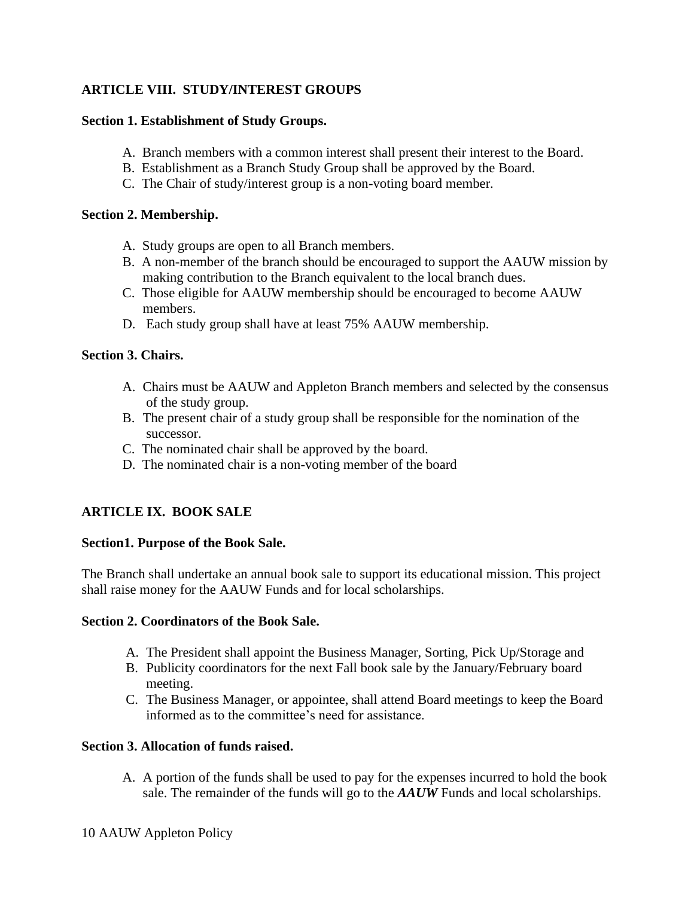## ARTICLE VIII. STUDY/INTEREST GROUPS

**Section 1. Establishment of Study Groups.**

A. Branch members with a common interest shall present their interest to the Board.
B. Establishment as a Branch Study Group shall be approved by the Board.
C. The Chair of study/interest group is a non-voting board member.

**Section 2. Membership.**

A. Study groups are open to all Branch members.
B. A non-member of the branch should be encouraged to support the AAUW mission by making contribution to the Branch equivalent to the local branch dues.
C. Those eligible for AAUW membership should be encouraged to become AAUW members.
D. Each study group shall have at least 75% AAUW membership.

**Section 3. Chairs.**

A. Chairs must be AAUW and Appleton Branch members and selected by the consensus of the study group.
B. The present chair of a study group shall be responsible for the nomination of the successor.
C. The nominated chair shall be approved by the board.
D. The nominated chair is a non-voting member of the board

## ARTICLE IX. BOOK SALE

**Section1. Purpose of the Book Sale.**

The Branch shall undertake an annual book sale to support its educational mission. This project shall raise money for the AAUW Funds and for local scholarships.

**Section 2. Coordinators of the Book Sale.**

A. The President shall appoint the Business Manager, Sorting, Pick Up/Storage and
B. Publicity coordinators for the next Fall book sale by the January/February board meeting.
C. The Business Manager, or appointee, shall attend Board meetings to keep the Board informed as to the committee's need for assistance.

**Section 3. Allocation of funds raised.**

A. A portion of the funds shall be used to pay for the expenses incurred to hold the book sale. The remainder of the funds will go to the ***AAUW*** Funds and local scholarships.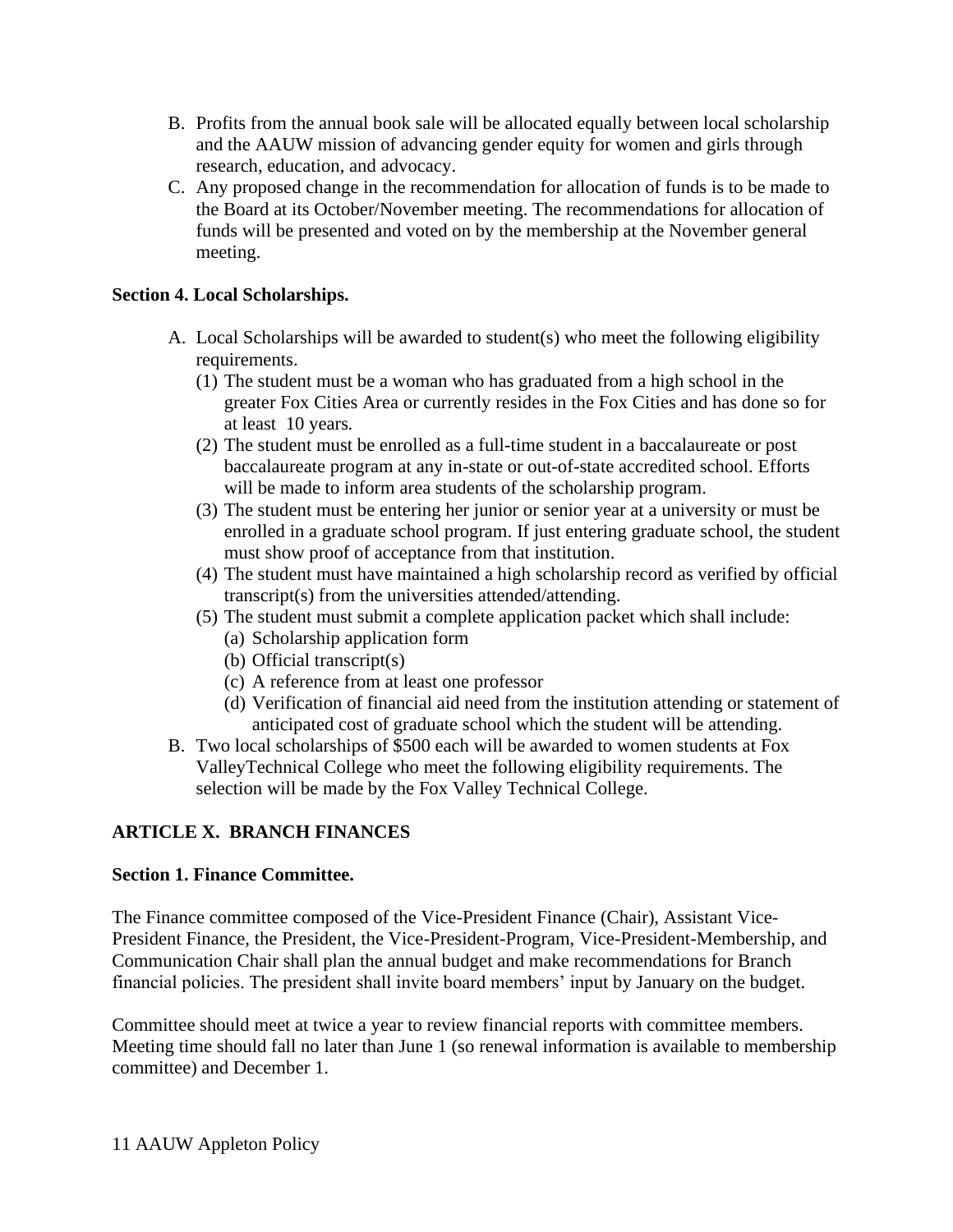B. Profits from the annual book sale will be allocated equally between local scholarship and the AAUW mission of advancing gender equity for women and girls through research, education, and advocacy.

C. Any proposed change in the recommendation for allocation of funds is to be made to the Board at its October/November meeting. The recommendations for allocation of funds will be presented and voted on by the membership at the November general meeting.

**Section 4. Local Scholarships.**

A. Local Scholarships will be awarded to student(s) who meet the following eligibility requirements.
   (1) The student must be a woman who has graduated from a high school in the greater Fox Cities Area or currently resides in the Fox Cities and has done so for at least 10 years.
   (2) The student must be enrolled as a full-time student in a baccalaureate or post baccalaureate program at any in-state or out-of-state accredited school. Efforts will be made to inform area students of the scholarship program.
   (3) The student must be entering her junior or senior year at a university or must be enrolled in a graduate school program. If just entering graduate school, the student must show proof of acceptance from that institution.
   (4) The student must have maintained a high scholarship record as verified by official transcript(s) from the universities attended/attending.
   (5) The student must submit a complete application packet which shall include:
      (a) Scholarship application form
      (b) Official transcript(s)
      (c) A reference from at least one professor
      (d) Verification of financial aid need from the institution attending or statement of anticipated cost of graduate school which the student will be attending.

B. Two local scholarships of $500 each will be awarded to women students at Fox ValleyTechnical College who meet the following eligibility requirements. The selection will be made by the Fox Valley Technical College.

## ARTICLE X. BRANCH FINANCES

**Section 1. Finance Committee.**

The Finance committee composed of the Vice-President Finance (Chair), Assistant Vice-President Finance, the President, the Vice-President-Program, Vice-President-Membership, and Communication Chair shall plan the annual budget and make recommendations for Branch financial policies. The president shall invite board members' input by January on the budget.

Committee should meet at twice a year to review financial reports with committee members. Meeting time should fall no later than June 1 (so renewal information is available to membership committee) and December 1.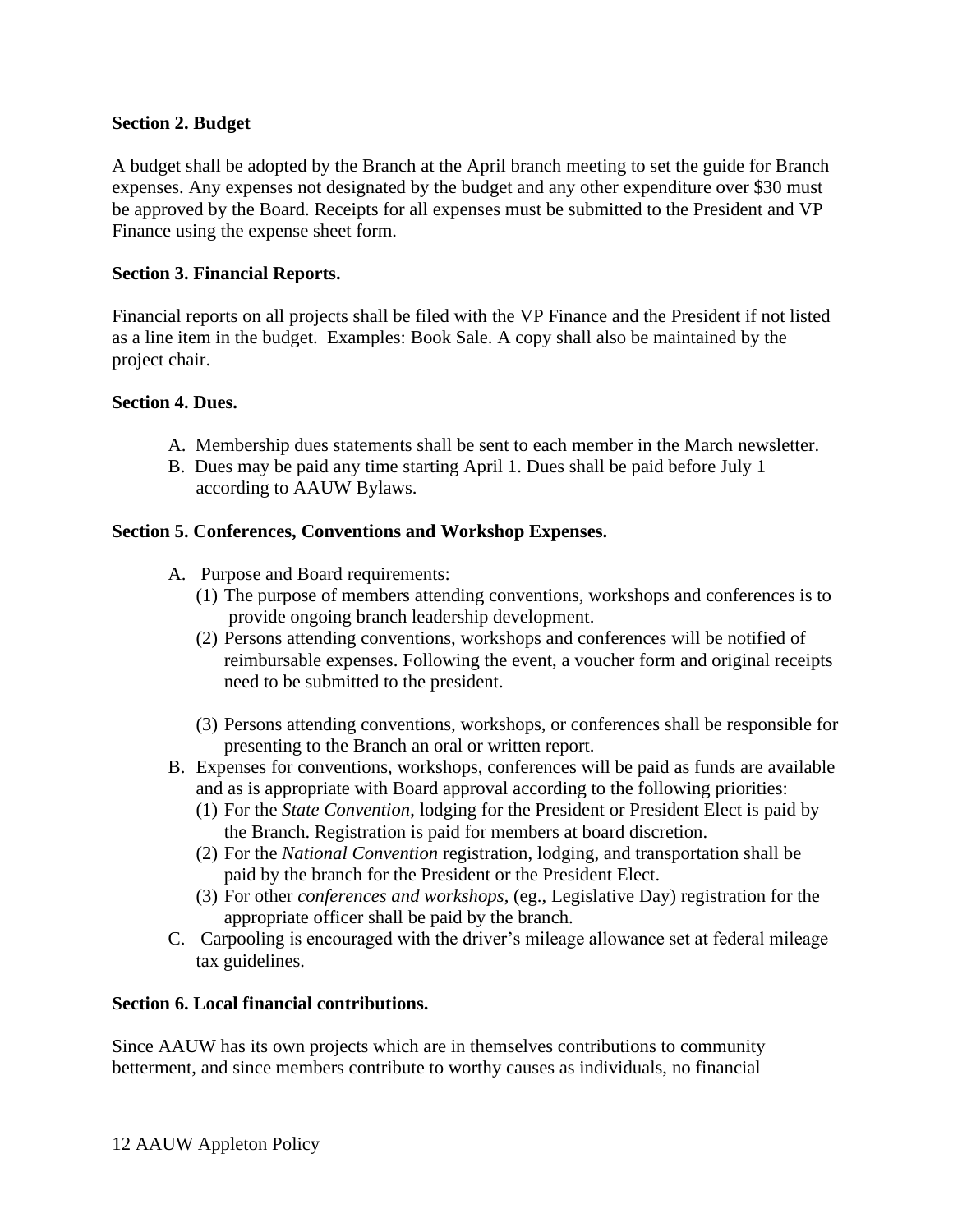**Section 2. Budget**

A budget shall be adopted by the Branch at the April branch meeting to set the guide for Branch expenses. Any expenses not designated by the budget and any other expenditure over $30 must be approved by the Board. Receipts for all expenses must be submitted to the President and VP Finance using the expense sheet form.

**Section 3. Financial Reports.**

Financial reports on all projects shall be filed with the VP Finance and the President if not listed as a line item in the budget.  Examples: Book Sale. A copy shall also be maintained by the project chair.

**Section 4. Dues.**

A. Membership dues statements shall be sent to each member in the March newsletter.
B. Dues may be paid any time starting April 1. Dues shall be paid before July 1 according to AAUW Bylaws.

**Section 5. Conferences, Conventions and Workshop Expenses.**

A. Purpose and Board requirements:
   (1) The purpose of members attending conventions, workshops and conferences is to provide ongoing branch leadership development.
   (2) Persons attending conventions, workshops and conferences will be notified of reimbursable expenses. Following the event, a voucher form and original receipts need to be submitted to the president.
   (3) Persons attending conventions, workshops, or conferences shall be responsible for presenting to the Branch an oral or written report.
B. Expenses for conventions, workshops, conferences will be paid as funds are available and as is appropriate with Board approval according to the following priorities:
   (1) For the *State Convention*, lodging for the President or President Elect is paid by the Branch. Registration is paid for members at board discretion.
   (2) For the *National Convention* registration, lodging, and transportation shall be paid by the branch for the President or the President Elect.
   (3) For other *conferences and workshops*, (eg., Legislative Day) registration for the appropriate officer shall be paid by the branch.
C. Carpooling is encouraged with the driver's mileage allowance set at federal mileage tax guidelines.

**Section 6. Local financial contributions.**

Since AAUW has its own projects which are in themselves contributions to community betterment, and since members contribute to worthy causes as individuals, no financial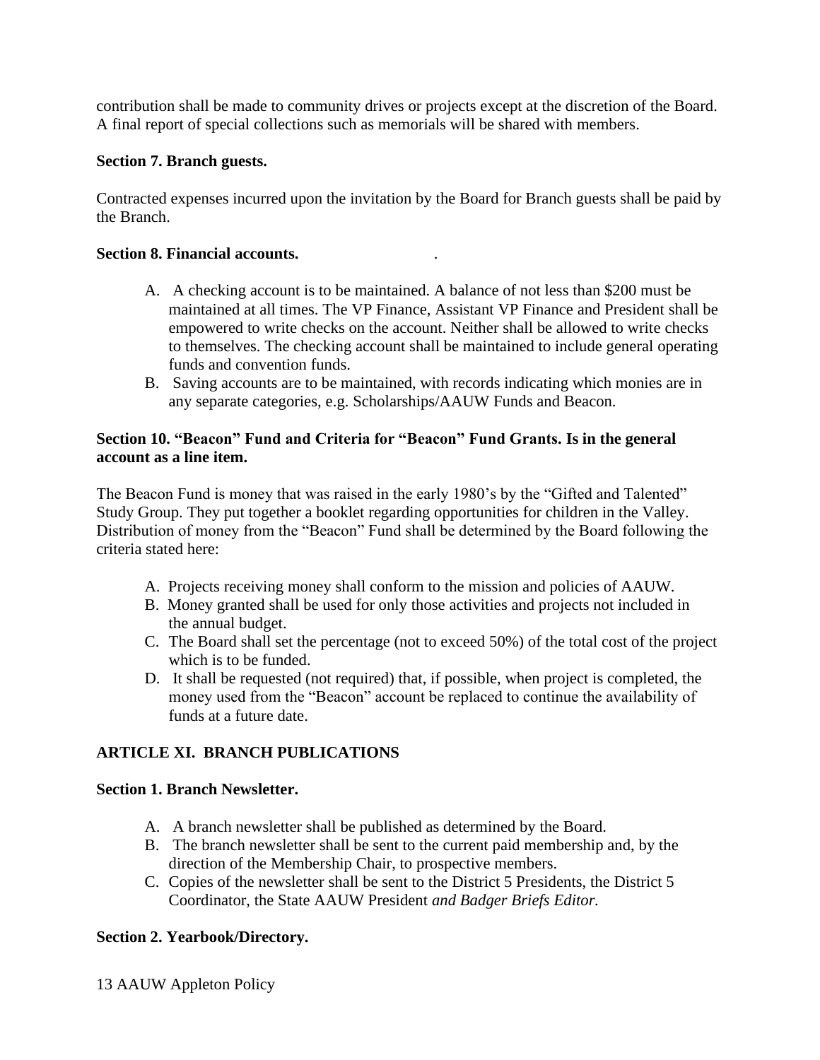contribution shall be made to community drives or projects except at the discretion of the Board. A final report of special collections such as memorials will be shared with members.

**Section 7. Branch guests.**

Contracted expenses incurred upon the invitation by the Board for Branch guests shall be paid by the Branch.

**Section 8. Financial accounts.** .

A. A checking account is to be maintained. A balance of not less than $200 must be maintained at all times. The VP Finance, Assistant VP Finance and President shall be empowered to write checks on the account. Neither shall be allowed to write checks to themselves. The checking account shall be maintained to include general operating funds and convention funds.
B. Saving accounts are to be maintained, with records indicating which monies are in any separate categories, e.g. Scholarships/AAUW Funds and Beacon.

**Section 10. "Beacon" Fund and Criteria for "Beacon" Fund Grants. Is in the general account as a line item.**

The Beacon Fund is money that was raised in the early 1980's by the "Gifted and Talented" Study Group. They put together a booklet regarding opportunities for children in the Valley. Distribution of money from the "Beacon" Fund shall be determined by the Board following the criteria stated here:

A. Projects receiving money shall conform to the mission and policies of AAUW.
B. Money granted shall be used for only those activities and projects not included in the annual budget.
C. The Board shall set the percentage (not to exceed 50%) of the total cost of the project which is to be funded.
D. It shall be requested (not required) that, if possible, when project is completed, the money used from the "Beacon" account be replaced to continue the availability of funds at a future date.

## ARTICLE XI. BRANCH PUBLICATIONS

**Section 1. Branch Newsletter.**

A. A branch newsletter shall be published as determined by the Board.
B. The branch newsletter shall be sent to the current paid membership and, by the direction of the Membership Chair, to prospective members.
C. Copies of the newsletter shall be sent to the District 5 Presidents, the District 5 Coordinator, the State AAUW President *and Badger Briefs Editor.*

**Section 2. Yearbook/Directory.**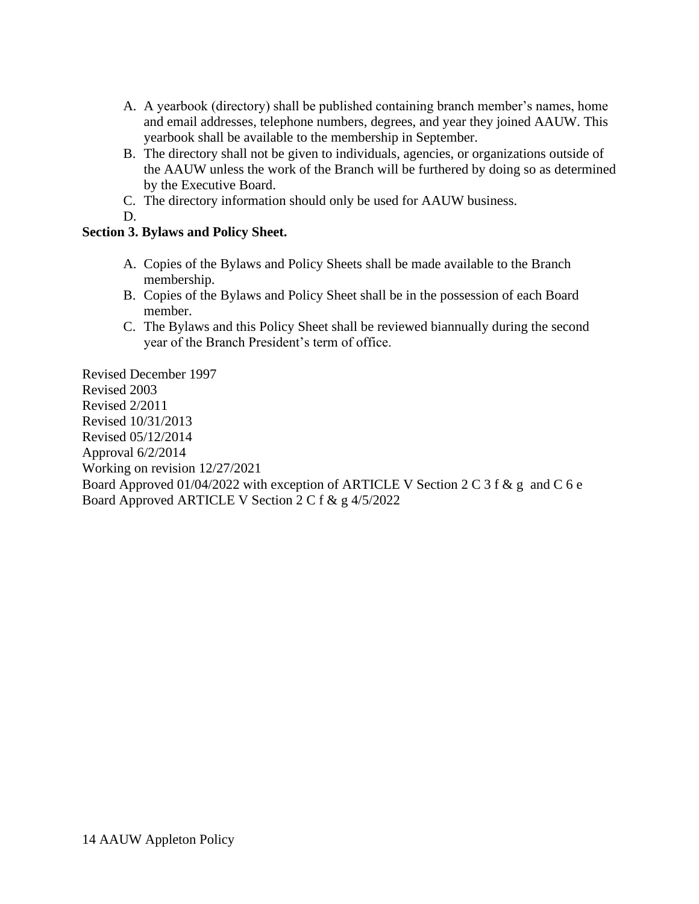A. A yearbook (directory) shall be published containing branch member's names, home and email addresses, telephone numbers, degrees, and year they joined AAUW. This yearbook shall be available to the membership in September.
B. The directory shall not be given to individuals, agencies, or organizations outside of the AAUW unless the work of the Branch will be furthered by doing so as determined by the Executive Board.
C. The directory information should only be used for AAUW business.
D.

**Section 3. Bylaws and Policy Sheet.**

A. Copies of the Bylaws and Policy Sheets shall be made available to the Branch membership.
B. Copies of the Bylaws and Policy Sheet shall be in the possession of each Board member.
C. The Bylaws and this Policy Sheet shall be reviewed biannually during the second year of the Branch President's term of office.

Revised December 1997
Revised 2003
Revised 2/2011
Revised 10/31/2013
Revised 05/12/2014
Approval 6/2/2014
Working on revision 12/27/2021
Board Approved 01/04/2022 with exception of ARTICLE V Section 2 C 3 f & g and C 6 e
Board Approved ARTICLE V Section 2 C f & g 4/5/2022